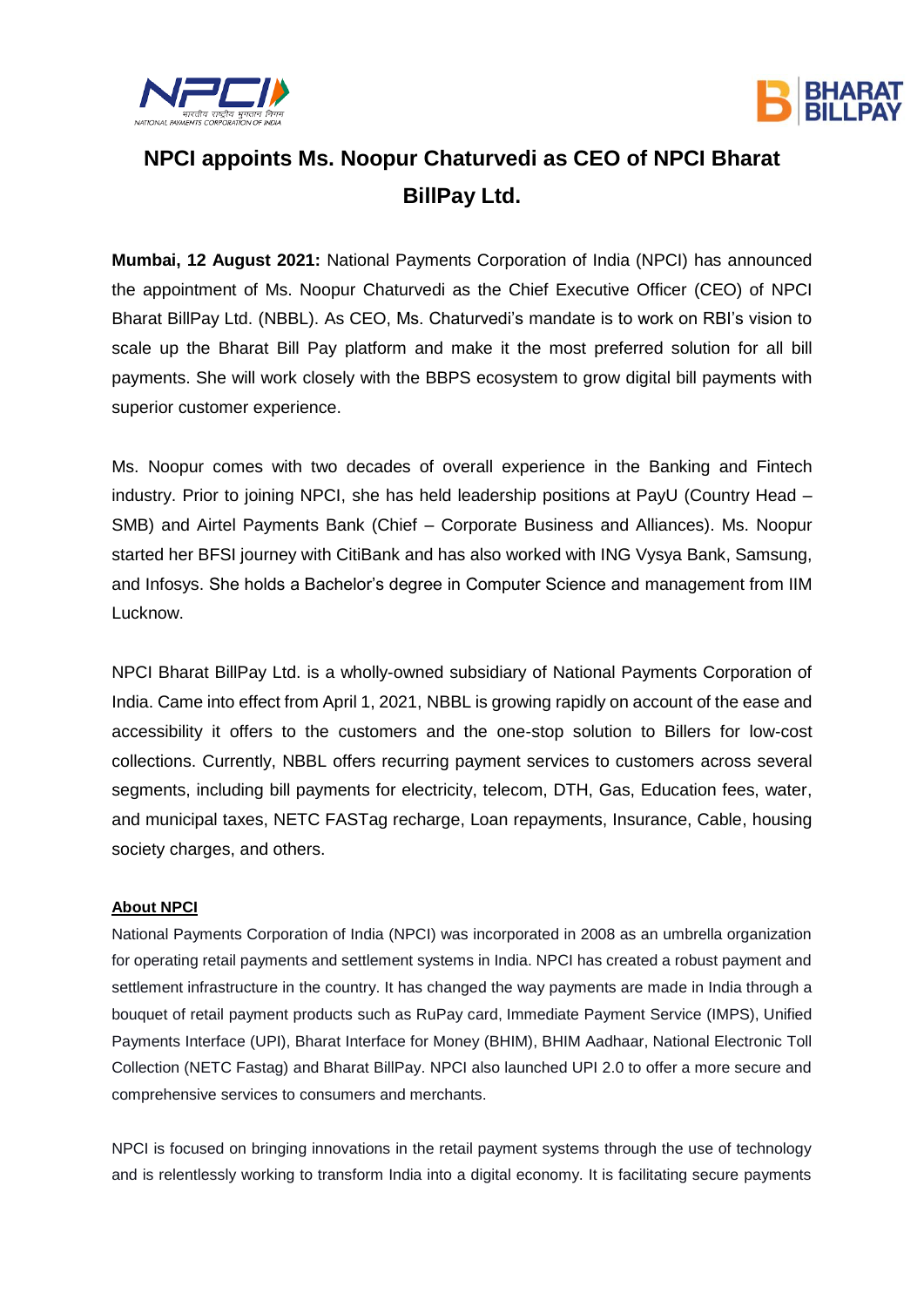# NPCI appoints Ms. Noopur Chaturvedi as CEO of NPCI Bharat BillPay Ltd.

**Mumbai, 12 August 2021:** National Payments Corporation of India (NPCI) has announced the appointment of Ms. Noopur Chaturvedi as the Chief Executive Officer (CEO) of NPCI Bharat BillPay Ltd. (NBBL). As CEO, Ms. Chaturvedi's mandate is to work on RBI's vision to scale up the Bharat Bill Pay platform and make it the most preferred solution for all bill payments. She will work closely with the BBPS ecosystem to grow digital bill payments with superior customer experience.

Ms. Noopur comes with two decades of overall experience in the Banking and Fintech industry. Prior to joining NPCI, she has held leadership positions at PayU (Country Head – SMB) and Airtel Payments Bank (Chief – Corporate Business and Alliances). Ms. Noopur started her BFSI journey with CitiBank and has also worked with ING Vysya Bank, Samsung, and Infosys. She holds a Bachelor's degree in Computer Science and management from IIM Lucknow.

NPCI Bharat BillPay Ltd. is a wholly-owned subsidiary of National Payments Corporation of India. Came into effect from April 1, 2021, NBBL is growing rapidly on account of the ease and accessibility it offers to the customers and the one-stop solution to Billers for low-cost collections. Currently, NBBL offers recurring payment services to customers across several segments, including bill payments for electricity, telecom, DTH, Gas, Education fees, water, and municipal taxes, NETC FASTag recharge, Loan repayments, Insurance, Cable, housing society charges, and others.

**About NPCI**

National Payments Corporation of India (NPCI) was incorporated in 2008 as an umbrella organization for operating retail payments and settlement systems in India. NPCI has created a robust payment and settlement infrastructure in the country. It has changed the way payments are made in India through a bouquet of retail payment products such as RuPay card, Immediate Payment Service (IMPS), Unified Payments Interface (UPI), Bharat Interface for Money (BHIM), BHIM Aadhaar, National Electronic Toll Collection (NETC Fastag) and Bharat BillPay. NPCI also launched UPI 2.0 to offer a more secure and comprehensive services to consumers and merchants.

NPCI is focused on bringing innovations in the retail payment systems through the use of technology and is relentlessly working to transform India into a digital economy. It is facilitating secure payments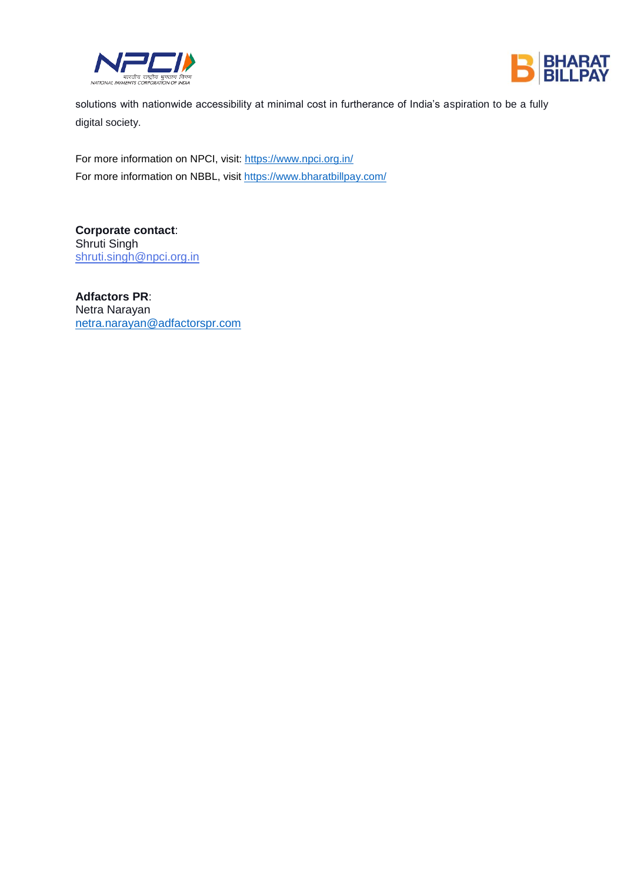solutions with nationwide accessibility at minimal cost in furtherance of India's aspiration to be a fully digital society.

For more information on NPCI, visit: https://www.npci.org.in/
For more information on NBBL, visit https://www.bharatbillpay.com/

**Corporate contact**:
Shruti Singh
shruti.singh@npci.org.in

**Adfactors PR**:
Netra Narayan
netra.narayan@adfactorspr.com